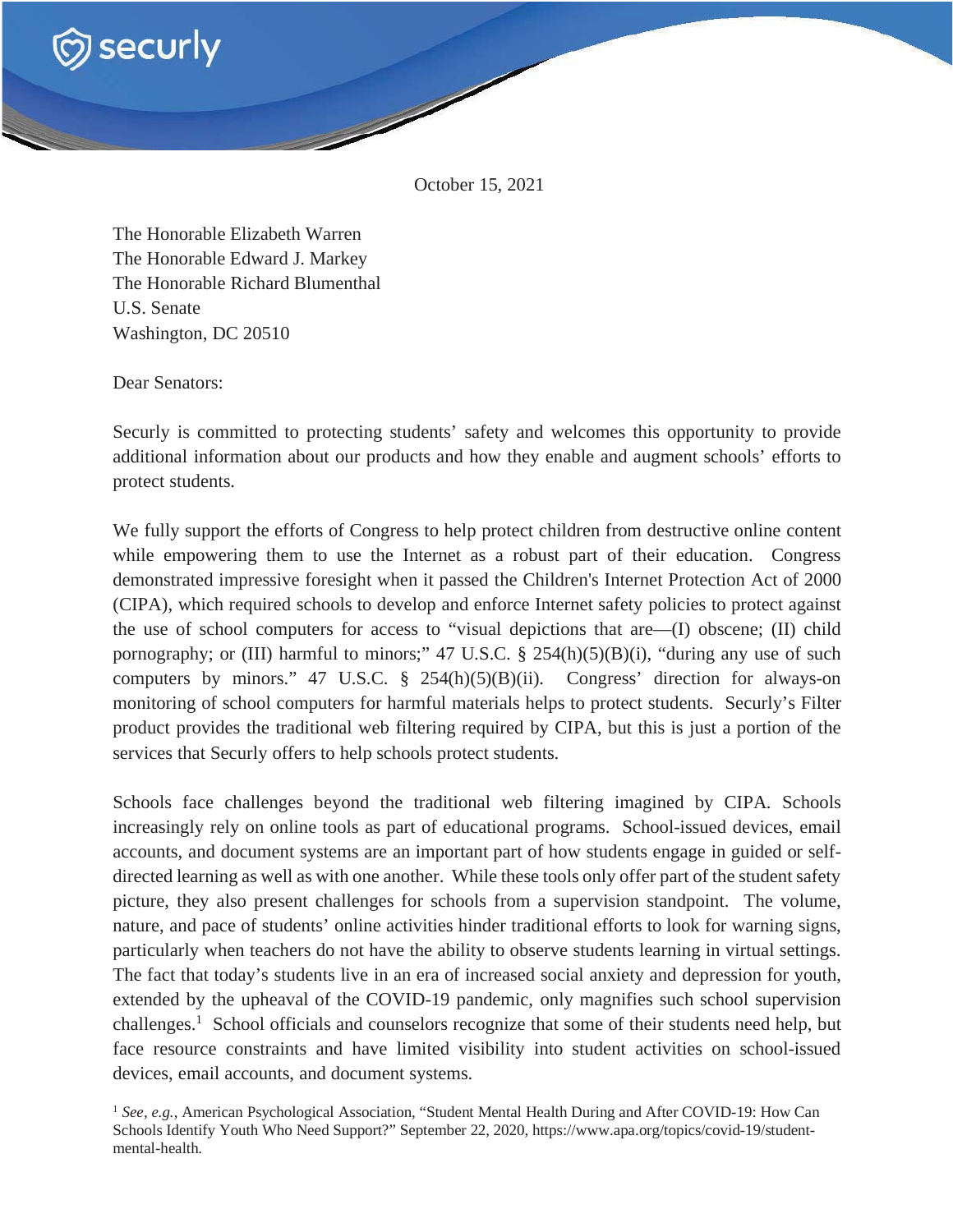securly

October 15, 2021

The Honorable Elizabeth Warren
The Honorable Edward J. Markey
The Honorable Richard Blumenthal
U.S. Senate
Washington, DC 20510

Dear Senators:

Securly is committed to protecting students' safety and welcomes this opportunity to provide additional information about our products and how they enable and augment schools' efforts to protect students.

We fully support the efforts of Congress to help protect children from destructive online content while empowering them to use the Internet as a robust part of their education. Congress demonstrated impressive foresight when it passed the Children's Internet Protection Act of 2000 (CIPA), which required schools to develop and enforce Internet safety policies to protect against the use of school computers for access to "visual depictions that are—(I) obscene; (II) child pornography; or (III) harmful to minors;" 47 U.S.C. § 254(h)(5)(B)(i), "during any use of such computers by minors." 47 U.S.C. § 254(h)(5)(B)(ii). Congress' direction for always-on monitoring of school computers for harmful materials helps to protect students. Securly's Filter product provides the traditional web filtering required by CIPA, but this is just a portion of the services that Securly offers to help schools protect students.

Schools face challenges beyond the traditional web filtering imagined by CIPA. Schools increasingly rely on online tools as part of educational programs. School-issued devices, email accounts, and document systems are an important part of how students engage in guided or self-directed learning as well as with one another. While these tools only offer part of the student safety picture, they also present challenges for schools from a supervision standpoint. The volume, nature, and pace of students' online activities hinder traditional efforts to look for warning signs, particularly when teachers do not have the ability to observe students learning in virtual settings. The fact that today's students live in an era of increased social anxiety and depression for youth, extended by the upheaval of the COVID-19 pandemic, only magnifies such school supervision challenges.[1] School officials and counselors recognize that some of their students need help, but face resource constraints and have limited visibility into student activities on school-issued devices, email accounts, and document systems.

[1] *See, e.g.*, American Psychological Association, "Student Mental Health During and After COVID-19: How Can Schools Identify Youth Who Need Support?" September 22, 2020, https://www.apa.org/topics/covid-19/student-mental-health.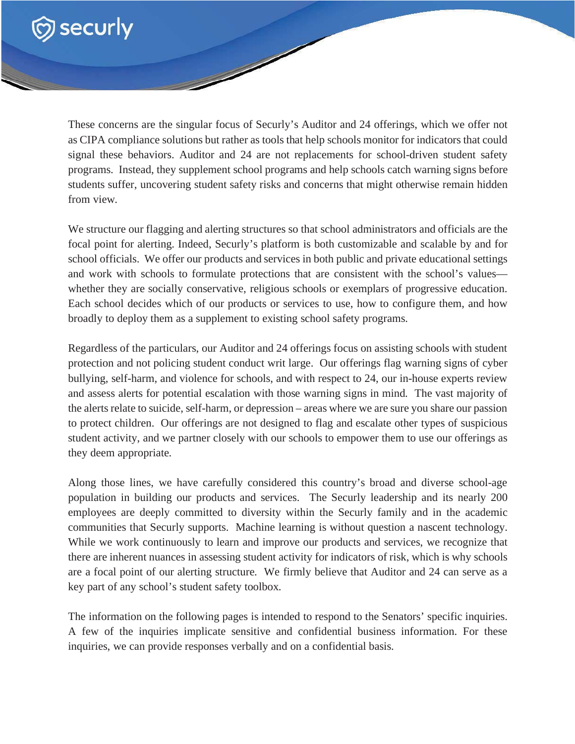These concerns are the singular focus of Securly's Auditor and 24 offerings, which we offer not as CIPA compliance solutions but rather as tools that help schools monitor for indicators that could signal these behaviors. Auditor and 24 are not replacements for school-driven student safety programs. Instead, they supplement school programs and help schools catch warning signs before students suffer, uncovering student safety risks and concerns that might otherwise remain hidden from view.

We structure our flagging and alerting structures so that school administrators and officials are the focal point for alerting. Indeed, Securly's platform is both customizable and scalable by and for school officials. We offer our products and services in both public and private educational settings and work with schools to formulate protections that are consistent with the school's values—whether they are socially conservative, religious schools or exemplars of progressive education. Each school decides which of our products or services to use, how to configure them, and how broadly to deploy them as a supplement to existing school safety programs.

Regardless of the particulars, our Auditor and 24 offerings focus on assisting schools with student protection and not policing student conduct writ large. Our offerings flag warning signs of cyber bullying, self-harm, and violence for schools, and with respect to 24, our in-house experts review and assess alerts for potential escalation with those warning signs in mind. The vast majority of the alerts relate to suicide, self-harm, or depression – areas where we are sure you share our passion to protect children. Our offerings are not designed to flag and escalate other types of suspicious student activity, and we partner closely with our schools to empower them to use our offerings as they deem appropriate.

Along those lines, we have carefully considered this country's broad and diverse school-age population in building our products and services. The Securly leadership and its nearly 200 employees are deeply committed to diversity within the Securly family and in the academic communities that Securly supports. Machine learning is without question a nascent technology. While we work continuously to learn and improve our products and services, we recognize that there are inherent nuances in assessing student activity for indicators of risk, which is why schools are a focal point of our alerting structure. We firmly believe that Auditor and 24 can serve as a key part of any school's student safety toolbox.

The information on the following pages is intended to respond to the Senators' specific inquiries. A few of the inquiries implicate sensitive and confidential business information. For these inquiries, we can provide responses verbally and on a confidential basis.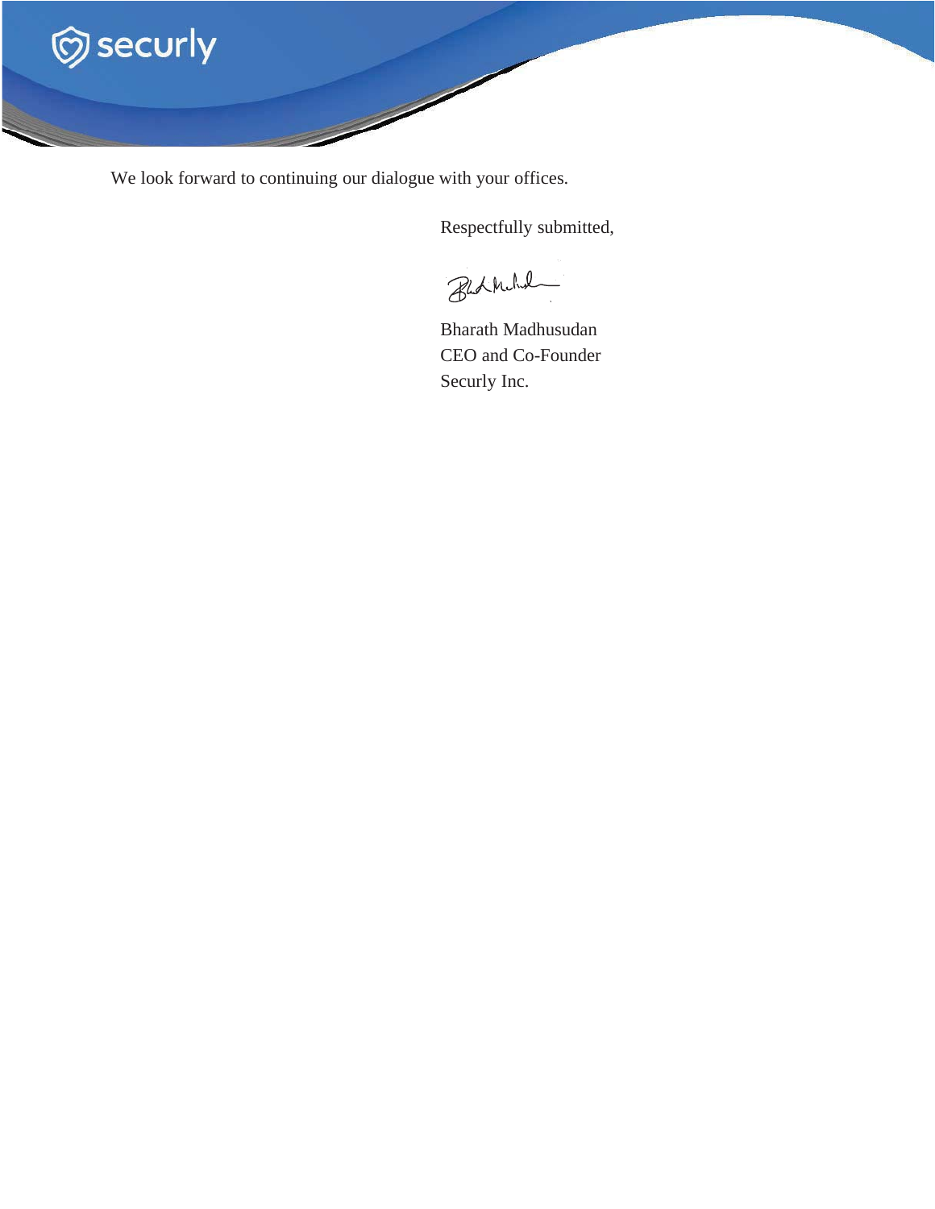We look forward to continuing our dialogue with your offices.

Respectfully submitted,

Bharath Madhusudan
CEO and Co-Founder
Securly Inc.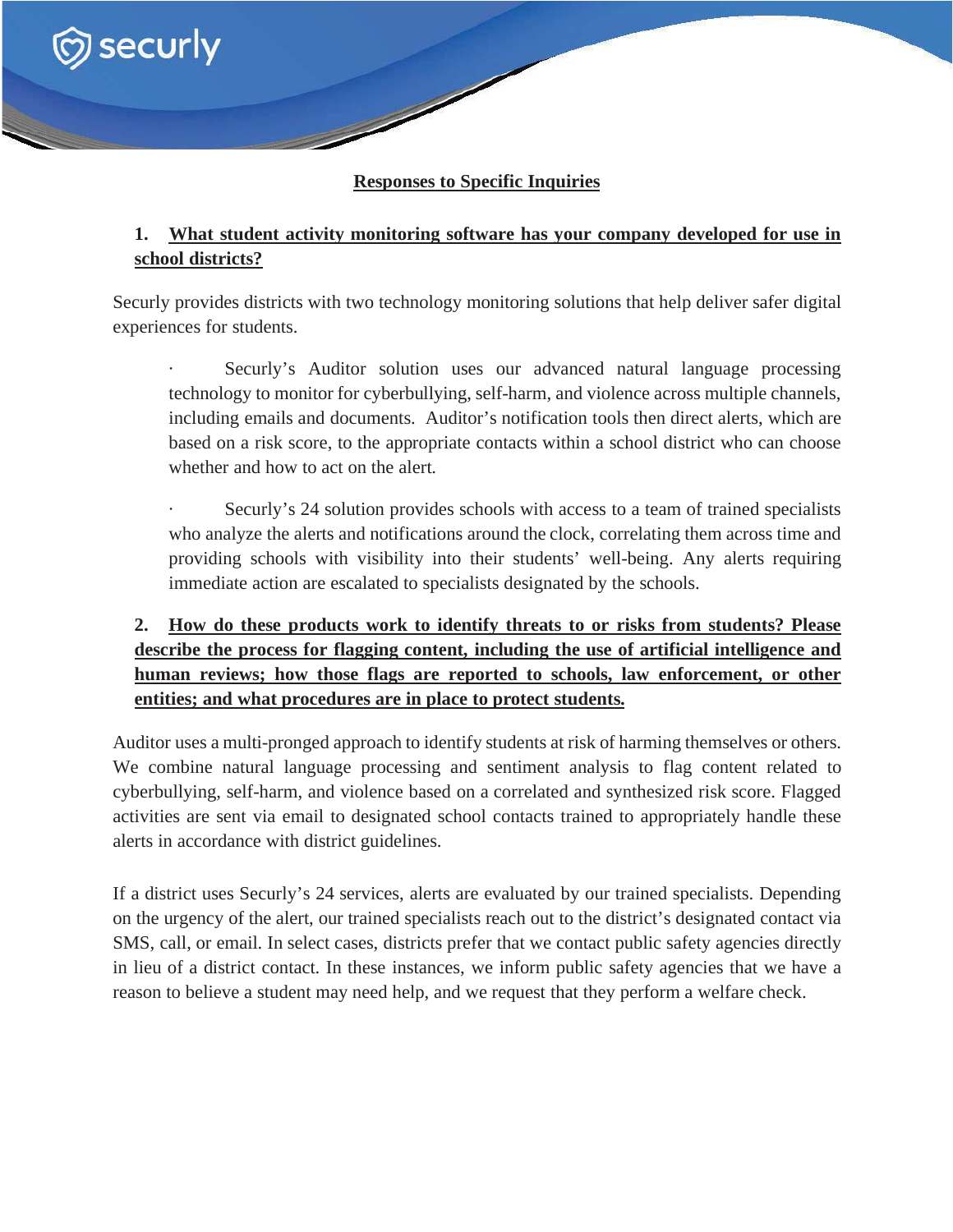## Responses to Specific Inquiries

**1. What student activity monitoring software has your company developed for use in school districts?**

Securly provides districts with two technology monitoring solutions that help deliver safer digital experiences for students.

- Securly's Auditor solution uses our advanced natural language processing technology to monitor for cyberbullying, self-harm, and violence across multiple channels, including emails and documents. Auditor's notification tools then direct alerts, which are based on a risk score, to the appropriate contacts within a school district who can choose whether and how to act on the alert.

- Securly's 24 solution provides schools with access to a team of trained specialists who analyze the alerts and notifications around the clock, correlating them across time and providing schools with visibility into their students' well-being. Any alerts requiring immediate action are escalated to specialists designated by the schools.

**2. How do these products work to identify threats to or risks from students? Please describe the process for flagging content, including the use of artificial intelligence and human reviews; how those flags are reported to schools, law enforcement, or other entities; and what procedures are in place to protect students.**

Auditor uses a multi-pronged approach to identify students at risk of harming themselves or others. We combine natural language processing and sentiment analysis to flag content related to cyberbullying, self-harm, and violence based on a correlated and synthesized risk score. Flagged activities are sent via email to designated school contacts trained to appropriately handle these alerts in accordance with district guidelines.

If a district uses Securly's 24 services, alerts are evaluated by our trained specialists. Depending on the urgency of the alert, our trained specialists reach out to the district's designated contact via SMS, call, or email. In select cases, districts prefer that we contact public safety agencies directly in lieu of a district contact. In these instances, we inform public safety agencies that we have a reason to believe a student may need help, and we request that they perform a welfare check.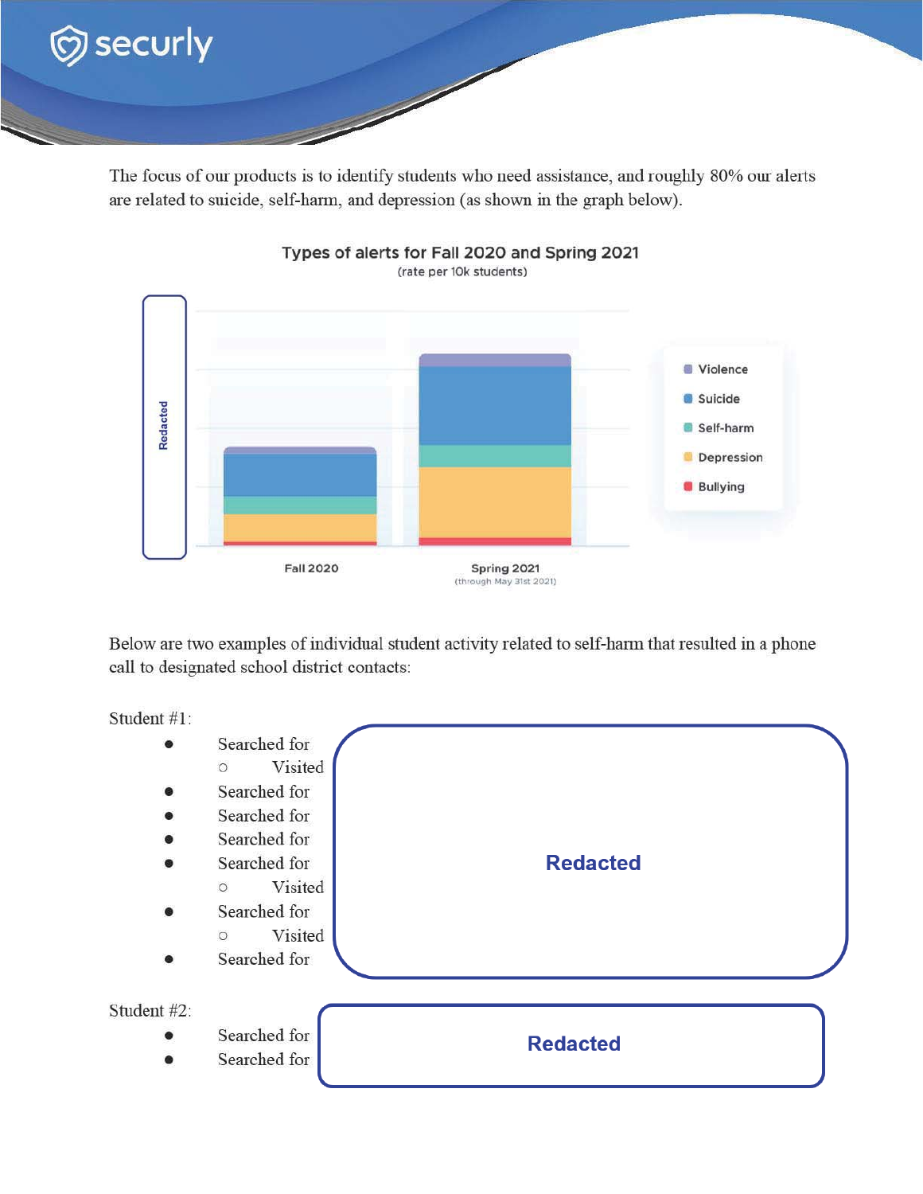The focus of our products is to identify students who need assistance, and roughly 80% our alerts are related to suicide, self-harm, and depression (as shown in the graph below).

Types of alerts for Fall 2020 and Spring 2021
(rate per 10k students)

Redacted

Violence
Suicide
Self-harm
Depression
Bullying

Fall 2020

Spring 2021
(through May 31st 2021)

Below are two examples of individual student activity related to self-harm that resulted in a phone call to designated school district contacts:

Student #1:

- Searched for
    - Visited
- Searched for
- Searched for
- Searched for
- Searched for
    - Visited
- Searched for
    - Visited
- Searched for

**Redacted**

Student #2:

- Searched for
- Searched for

**Redacted**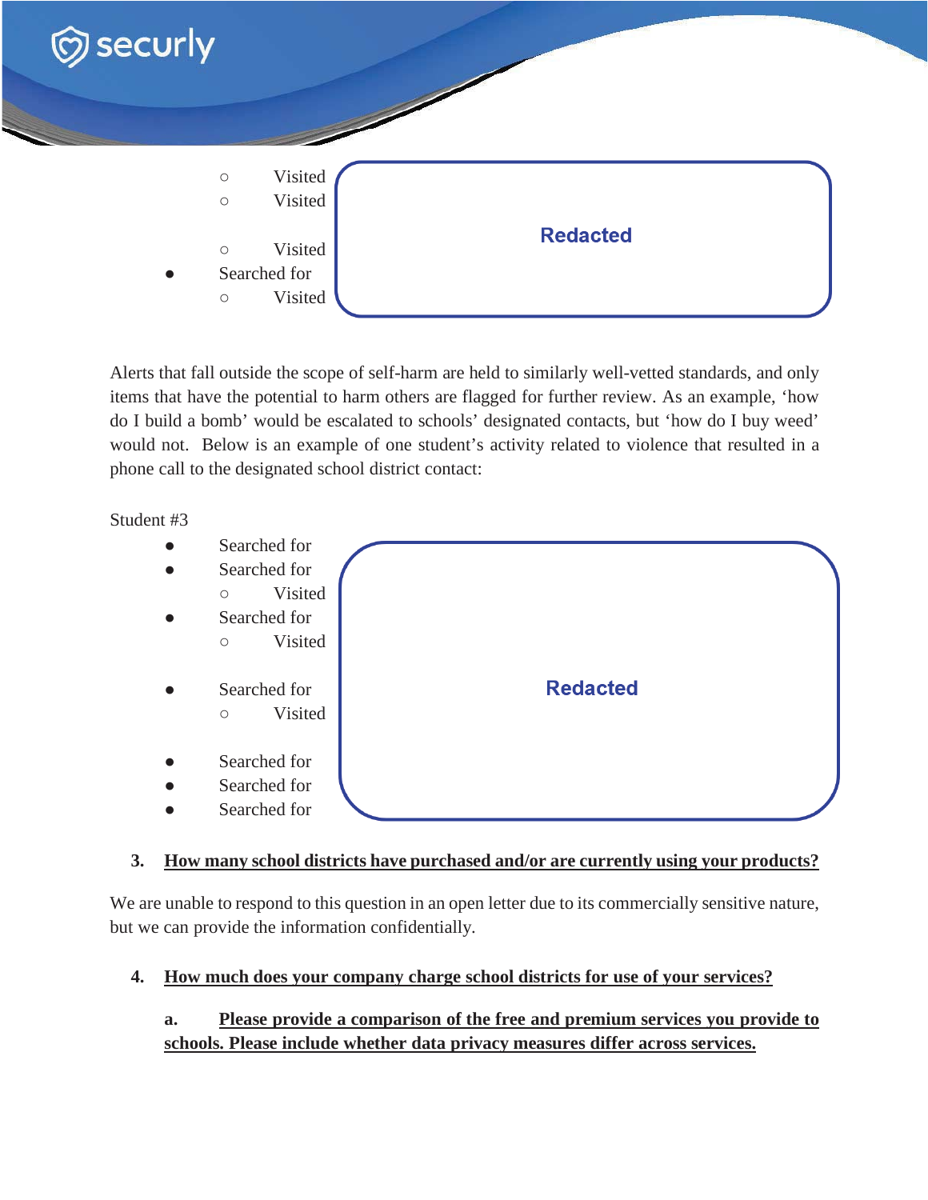- Visited
- Visited

- Visited
- Searched for
  - Visited

Redacted

Alerts that fall outside the scope of self-harm are held to similarly well-vetted standards, and only items that have the potential to harm others are flagged for further review. As an example, 'how do I build a bomb' would be escalated to schools' designated contacts, but 'how do I buy weed' would not. Below is an example of one student's activity related to violence that resulted in a phone call to the designated school district contact:

Student #3

- Searched for
- Searched for
  - Visited
- Searched for
  - Visited

- Searched for
  - Visited

- Searched for
- Searched for
- Searched for

Redacted

**3. <u>How many school districts have purchased and/or are currently using your products?</u>**

We are unable to respond to this question in an open letter due to its commercially sensitive nature, but we can provide the information confidentially.

**4. <u>How much does your company charge school districts for use of your services?</u>**

**a. <u>Please provide a comparison of the free and premium services you provide to schools. Please include whether data privacy measures differ across services.</u>**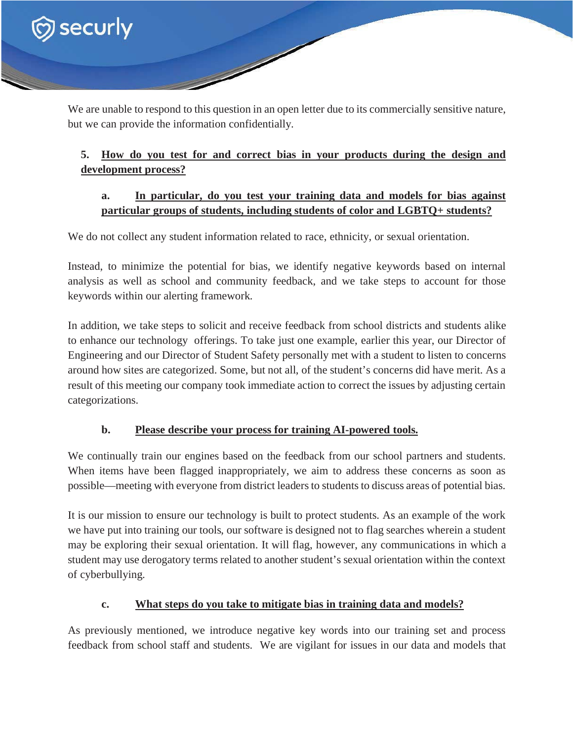We are unable to respond to this question in an open letter due to its commercially sensitive nature, but we can provide the information confidentially.

**5. <u>How do you test for and correct bias in your products during the design and development process?</u>**

**a. <u>In particular, do you test your training data and models for bias against particular groups of students, including students of color and LGBTQ+ students?</u>**

We do not collect any student information related to race, ethnicity, or sexual orientation.

Instead, to minimize the potential for bias, we identify negative keywords based on internal analysis as well as school and community feedback, and we take steps to account for those keywords within our alerting framework.

In addition, we take steps to solicit and receive feedback from school districts and students alike to enhance our technology offerings. To take just one example, earlier this year, our Director of Engineering and our Director of Student Safety personally met with a student to listen to concerns around how sites are categorized. Some, but not all, of the student's concerns did have merit. As a result of this meeting our company took immediate action to correct the issues by adjusting certain categorizations.

**b. <u>Please describe your process for training AI-powered tools.</u>**

We continually train our engines based on the feedback from our school partners and students. When items have been flagged inappropriately, we aim to address these concerns as soon as possible—meeting with everyone from district leaders to students to discuss areas of potential bias.

It is our mission to ensure our technology is built to protect students. As an example of the work we have put into training our tools, our software is designed not to flag searches wherein a student may be exploring their sexual orientation. It will flag, however, any communications in which a student may use derogatory terms related to another student's sexual orientation within the context of cyberbullying.

**c. <u>What steps do you take to mitigate bias in training data and models?</u>**

As previously mentioned, we introduce negative key words into our training set and process feedback from school staff and students. We are vigilant for issues in our data and models that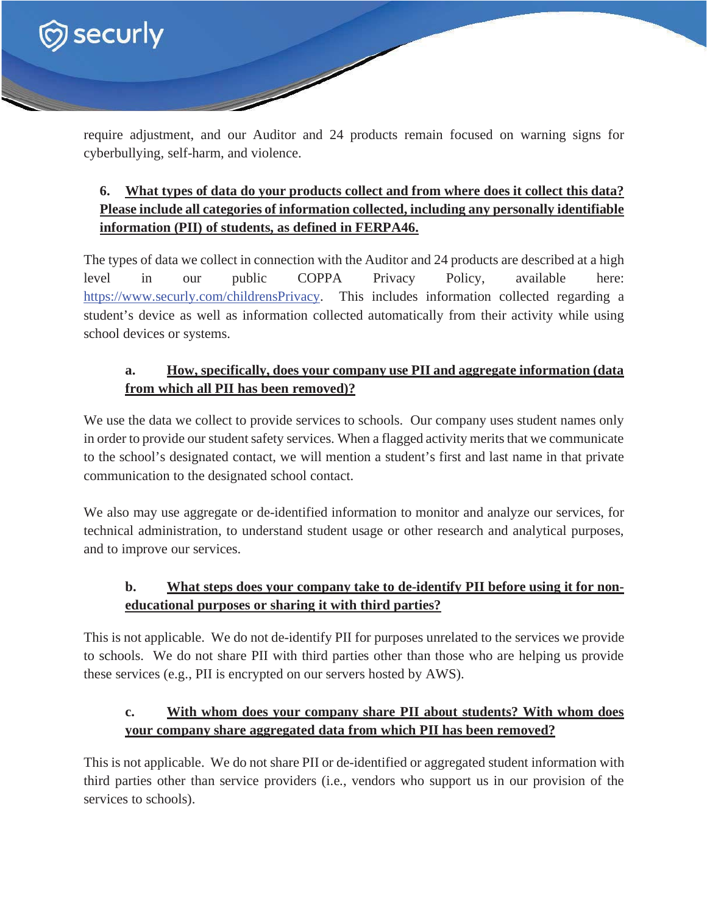require adjustment, and our Auditor and 24 products remain focused on warning signs for cyberbullying, self-harm, and violence.

**6. What types of data do your products collect and from where does it collect this data? Please include all categories of information collected, including any personally identifiable information (PII) of students, as defined in FERPA46.**

The types of data we collect in connection with the Auditor and 24 products are described at a high level in our public COPPA Privacy Policy, available here: https://www.securly.com/childrensPrivacy. This includes information collected regarding a student's device as well as information collected automatically from their activity while using school devices or systems.

**a. How, specifically, does your company use PII and aggregate information (data from which all PII has been removed)?**

We use the data we collect to provide services to schools. Our company uses student names only in order to provide our student safety services. When a flagged activity merits that we communicate to the school's designated contact, we will mention a student's first and last name in that private communication to the designated school contact.

We also may use aggregate or de-identified information to monitor and analyze our services, for technical administration, to understand student usage or other research and analytical purposes, and to improve our services.

**b. What steps does your company take to de-identify PII before using it for non-educational purposes or sharing it with third parties?**

This is not applicable. We do not de-identify PII for purposes unrelated to the services we provide to schools. We do not share PII with third parties other than those who are helping us provide these services (e.g., PII is encrypted on our servers hosted by AWS).

**c. With whom does your company share PII about students? With whom does your company share aggregated data from which PII has been removed?**

This is not applicable. We do not share PII or de-identified or aggregated student information with third parties other than service providers (i.e., vendors who support us in our provision of the services to schools).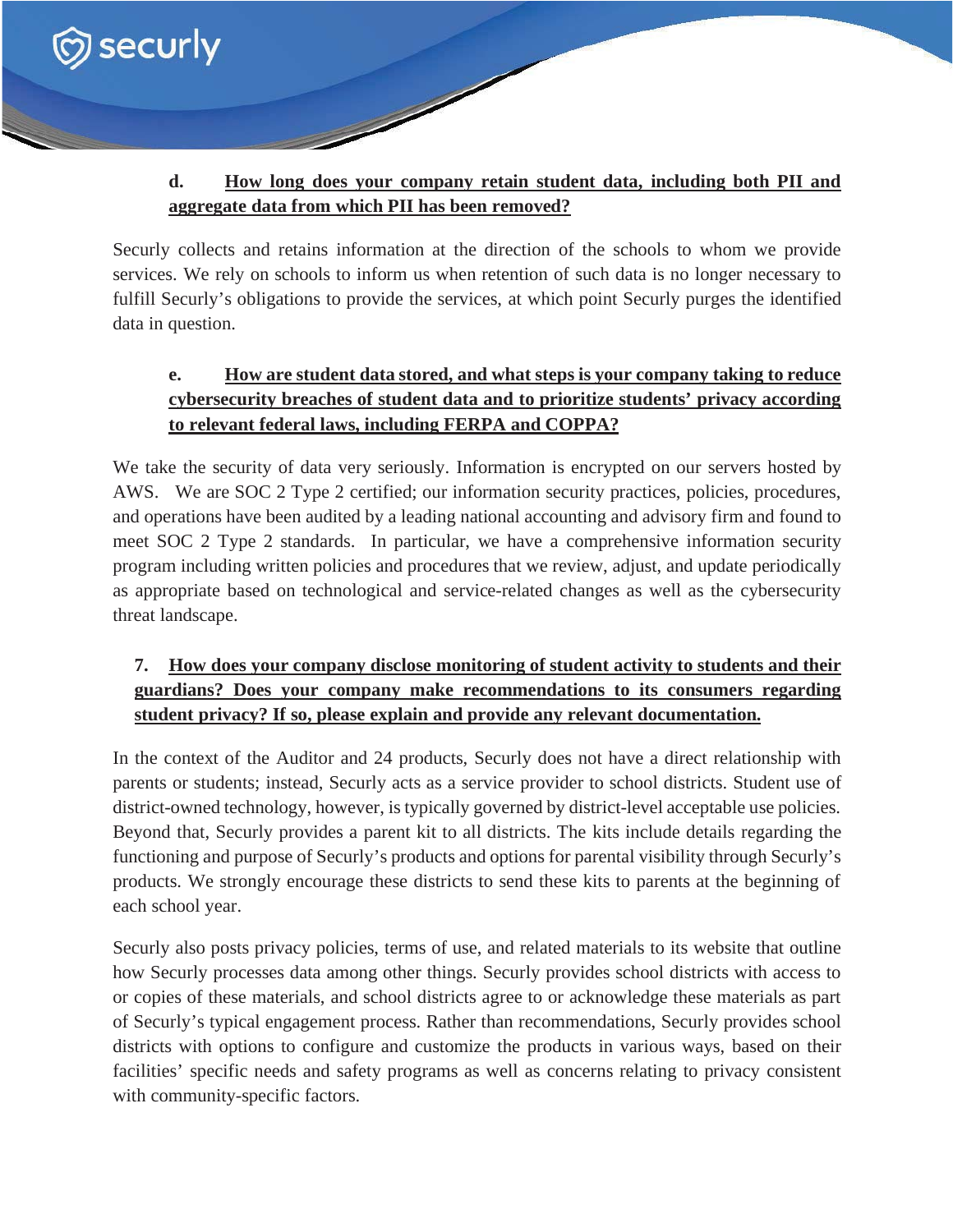**d. How long does your company retain student data, including both PII and aggregate data from which PII has been removed?**

Securly collects and retains information at the direction of the schools to whom we provide services. We rely on schools to inform us when retention of such data is no longer necessary to fulfill Securly's obligations to provide the services, at which point Securly purges the identified data in question.

**e. How are student data stored, and what steps is your company taking to reduce cybersecurity breaches of student data and to prioritize students' privacy according to relevant federal laws, including FERPA and COPPA?**

We take the security of data very seriously. Information is encrypted on our servers hosted by AWS. We are SOC 2 Type 2 certified; our information security practices, policies, procedures, and operations have been audited by a leading national accounting and advisory firm and found to meet SOC 2 Type 2 standards. In particular, we have a comprehensive information security program including written policies and procedures that we review, adjust, and update periodically as appropriate based on technological and service-related changes as well as the cybersecurity threat landscape.

**7. How does your company disclose monitoring of student activity to students and their guardians? Does your company make recommendations to its consumers regarding student privacy? If so, please explain and provide any relevant documentation.**

In the context of the Auditor and 24 products, Securly does not have a direct relationship with parents or students; instead, Securly acts as a service provider to school districts. Student use of district-owned technology, however, is typically governed by district-level acceptable use policies. Beyond that, Securly provides a parent kit to all districts. The kits include details regarding the functioning and purpose of Securly's products and options for parental visibility through Securly's products. We strongly encourage these districts to send these kits to parents at the beginning of each school year.

Securly also posts privacy policies, terms of use, and related materials to its website that outline how Securly processes data among other things. Securly provides school districts with access to or copies of these materials, and school districts agree to or acknowledge these materials as part of Securly's typical engagement process. Rather than recommendations, Securly provides school districts with options to configure and customize the products in various ways, based on their facilities' specific needs and safety programs as well as concerns relating to privacy consistent with community-specific factors.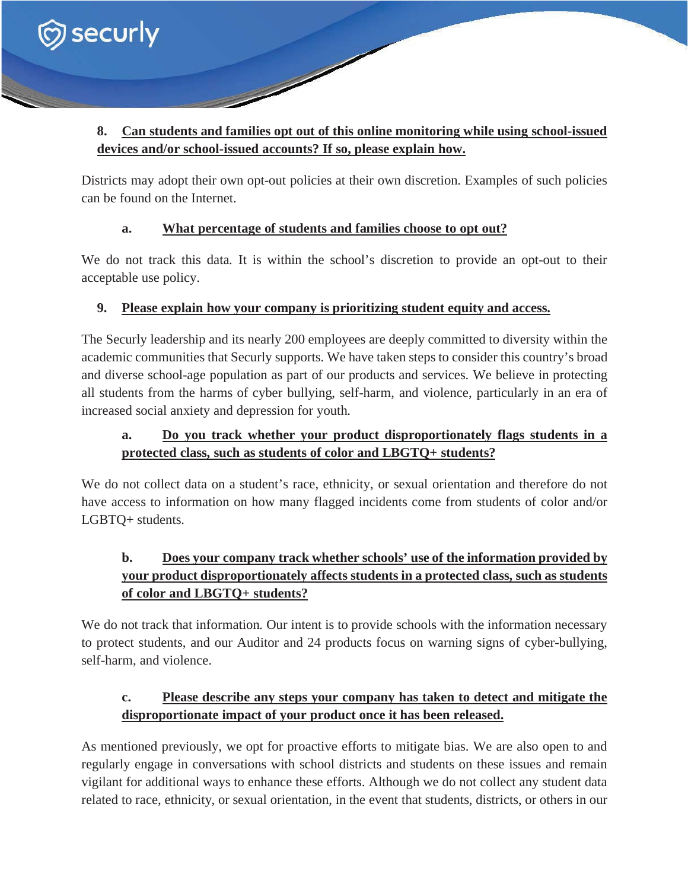**8. Can students and families opt out of this online monitoring while using school-issued devices and/or school-issued accounts? If so, please explain how.**

Districts may adopt their own opt-out policies at their own discretion. Examples of such policies can be found on the Internet.

**a. What percentage of students and families choose to opt out?**

We do not track this data. It is within the school's discretion to provide an opt-out to their acceptable use policy.

**9. Please explain how your company is prioritizing student equity and access.**

The Securly leadership and its nearly 200 employees are deeply committed to diversity within the academic communities that Securly supports. We have taken steps to consider this country's broad and diverse school-age population as part of our products and services. We believe in protecting all students from the harms of cyber bullying, self-harm, and violence, particularly in an era of increased social anxiety and depression for youth.

**a. Do you track whether your product disproportionately flags students in a protected class, such as students of color and LBGTQ+ students?**

We do not collect data on a student's race, ethnicity, or sexual orientation and therefore do not have access to information on how many flagged incidents come from students of color and/or LGBTQ+ students.

**b. Does your company track whether schools' use of the information provided by your product disproportionately affects students in a protected class, such as students of color and LBGTQ+ students?**

We do not track that information. Our intent is to provide schools with the information necessary to protect students, and our Auditor and 24 products focus on warning signs of cyber-bullying, self-harm, and violence.

**c. Please describe any steps your company has taken to detect and mitigate the disproportionate impact of your product once it has been released.**

As mentioned previously, we opt for proactive efforts to mitigate bias. We are also open to and regularly engage in conversations with school districts and students on these issues and remain vigilant for additional ways to enhance these efforts. Although we do not collect any student data related to race, ethnicity, or sexual orientation, in the event that students, districts, or others in our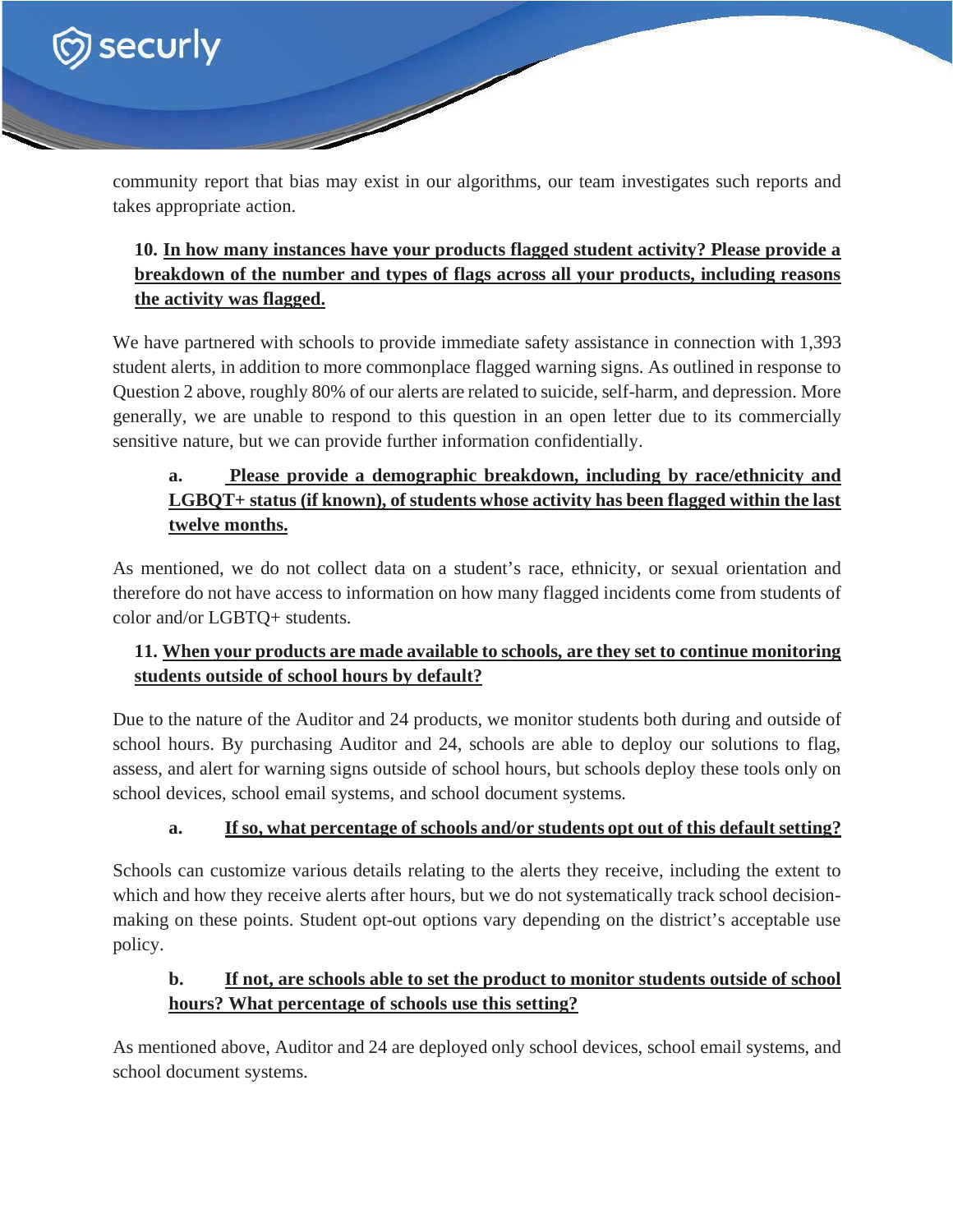community report that bias may exist in our algorithms, our team investigates such reports and takes appropriate action.

**10. <u>In how many instances have your products flagged student activity? Please provide a breakdown of the number and types of flags across all your products, including reasons the activity was flagged.</u>**

We have partnered with schools to provide immediate safety assistance in connection with 1,393 student alerts, in addition to more commonplace flagged warning signs. As outlined in response to Question 2 above, roughly 80% of our alerts are related to suicide, self-harm, and depression. More generally, we are unable to respond to this question in an open letter due to its commercially sensitive nature, but we can provide further information confidentially.

**a. <u>Please provide a demographic breakdown, including by race/ethnicity and LGBQT+ status (if known), of students whose activity has been flagged within the last twelve months.</u>**

As mentioned, we do not collect data on a student's race, ethnicity, or sexual orientation and therefore do not have access to information on how many flagged incidents come from students of color and/or LGBTQ+ students.

**11. <u>When your products are made available to schools, are they set to continue monitoring students outside of school hours by default?</u>**

Due to the nature of the Auditor and 24 products, we monitor students both during and outside of school hours. By purchasing Auditor and 24, schools are able to deploy our solutions to flag, assess, and alert for warning signs outside of school hours, but schools deploy these tools only on school devices, school email systems, and school document systems.

**a. <u>If so, what percentage of schools and/or students opt out of this default setting?</u>**

Schools can customize various details relating to the alerts they receive, including the extent to which and how they receive alerts after hours, but we do not systematically track school decision-making on these points. Student opt-out options vary depending on the district's acceptable use policy.

**b. <u>If not, are schools able to set the product to monitor students outside of school hours? What percentage of schools use this setting?</u>**

As mentioned above, Auditor and 24 are deployed only school devices, school email systems, and school document systems.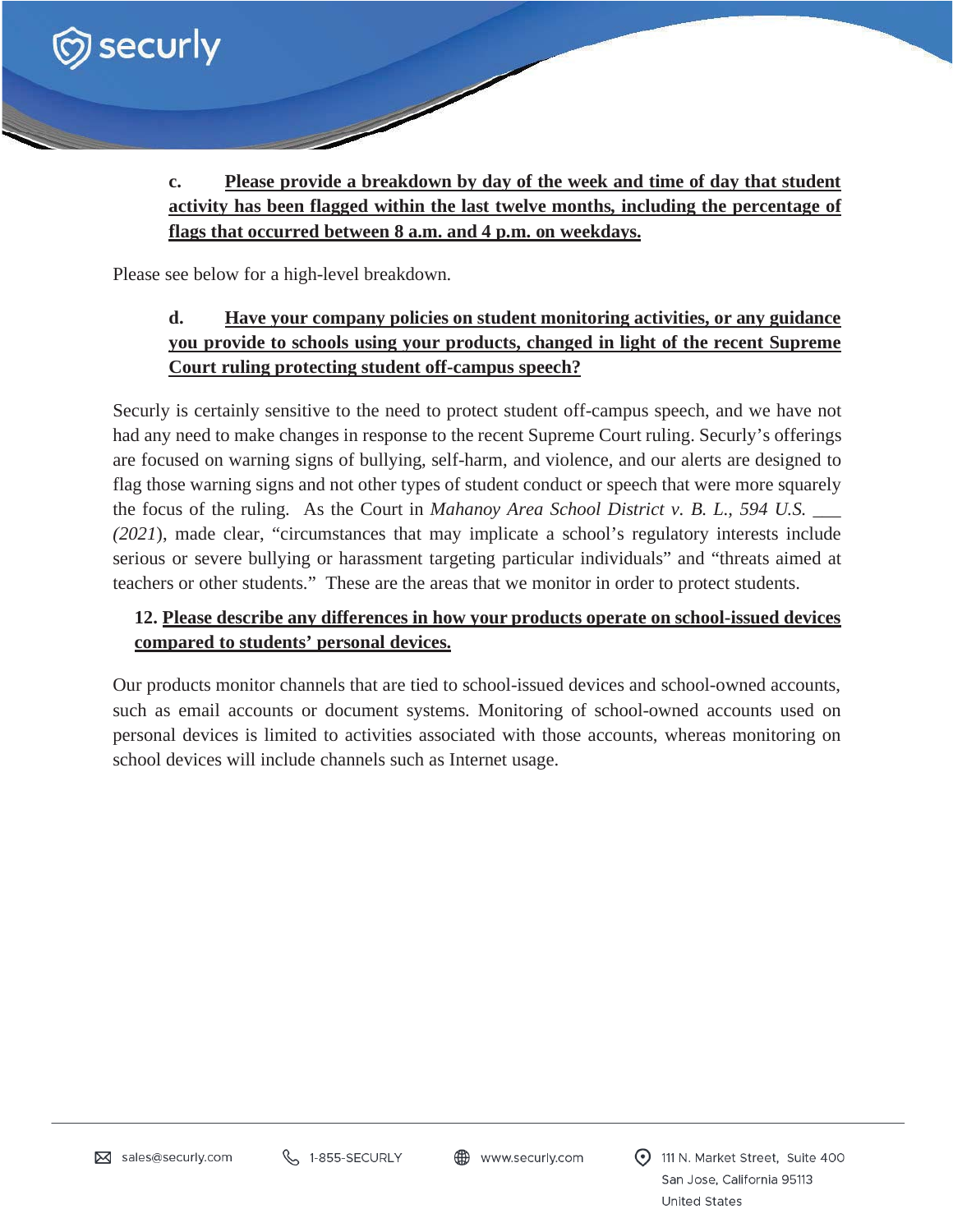**c. Please provide a breakdown by day of the week and time of day that student activity has been flagged within the last twelve months, including the percentage of flags that occurred between 8 a.m. and 4 p.m. on weekdays.**

Please see below for a high-level breakdown.

**d. Have your company policies on student monitoring activities, or any guidance you provide to schools using your products, changed in light of the recent Supreme Court ruling protecting student off-campus speech?**

Securly is certainly sensitive to the need to protect student off-campus speech, and we have not had any need to make changes in response to the recent Supreme Court ruling. Securly's offerings are focused on warning signs of bullying, self-harm, and violence, and our alerts are designed to flag those warning signs and not other types of student conduct or speech that were more squarely the focus of the ruling. As the Court in *Mahanoy Area School District v. B. L., 594 U.S. ___ (2021*), made clear, "circumstances that may implicate a school's regulatory interests include serious or severe bullying or harassment targeting particular individuals" and "threats aimed at teachers or other students." These are the areas that we monitor in order to protect students.

**12. Please describe any differences in how your products operate on school-issued devices compared to students' personal devices.**

Our products monitor channels that are tied to school-issued devices and school-owned accounts, such as email accounts or document systems. Monitoring of school-owned accounts used on personal devices is limited to activities associated with those accounts, whereas monitoring on school devices will include channels such as Internet usage.